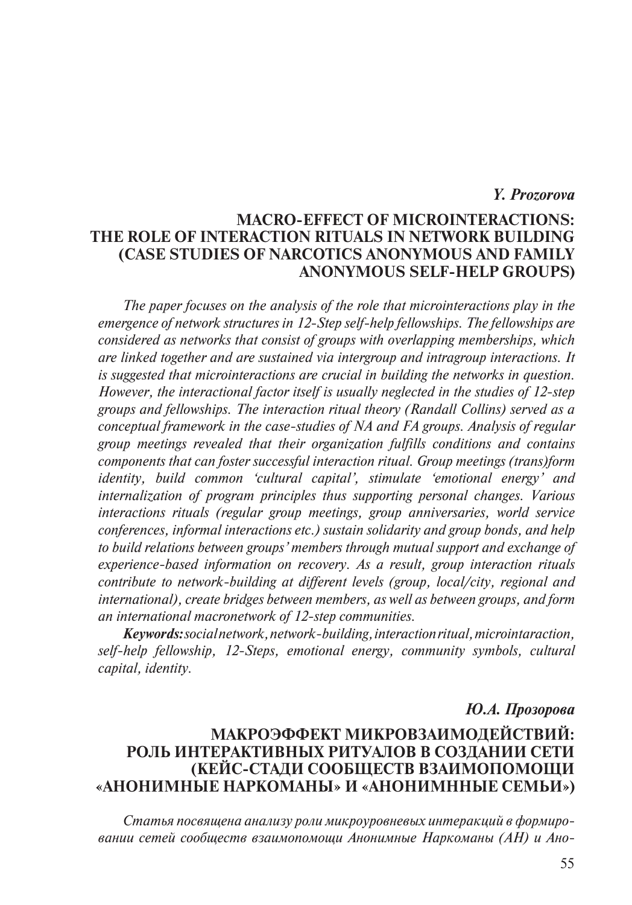***Y. Prozorova***

# MACRO-EFFECT OF MICROINTERACTIONS: THE ROLE OF INTERACTION RITUALS IN NETWORK BUILDING (CASE STUDIES OF NARCOTICS ANONYMOUS AND FAMILY ANONYMOUS SELF-HELP GROUPS)

*The paper focuses on the analysis of the role that microinteractions play in the emergence of network structures in 12-Step self-help fellowships. The fellowships are considered as networks that consist of groups with overlapping memberships, which are linked together and are sustained via intergroup and intragroup interactions. It is suggested that microinteractions are crucial in building the networks in question. However, the interactional factor itself is usually neglected in the studies of 12-step groups and fellowships. The interaction ritual theory (Randall Collins) served as a conceptual framework in the case-studies of NA and FA groups. Analysis of regular group meetings revealed that their organization fulfills conditions and contains components that can foster successful interaction ritual. Group meetings (trans)form identity, build common 'cultural capital', stimulate 'emotional energy' and internalization of program principles thus supporting personal changes. Various interactions rituals (regular group meetings, group anniversaries, world service conferences, informal interactions etc.) sustain solidarity and group bonds, and help to build relations between groups' members through mutual support and exchange of experience-based information on recovery. As a result, group interaction rituals contribute to network-building at different levels (group, local/city, regional and international), create bridges between members, as well as between groups, and form an international macronetwork of 12-step communities.*

***Keywords:*** *social network, network-building, interaction ritual, microintaraction, self-help fellowship, 12-Steps, emotional energy, community symbols, cultural capital, identity.*

***Ю.А. Прозорова***

# МАКРОЭФФЕКТ МИКРОВЗАИМОДЕЙСТВИЙ: РОЛЬ ИНТЕРАКТИВНЫХ РИТУАЛОВ В СОЗДАНИИ СЕТИ (КЕЙС-СТАДИ СООБЩЕСТВ ВЗАИМОПОМОЩИ «АНОНИМНЫЕ НАРКОМАНЫ» И «АНОНИМННЫЕ СЕМЬИ»)

*Статья посвящена анализу роли микроуровневых интеракций в формировании сетей сообществ взаимопомощи Анонимные Наркоманы (АН) и Ано-*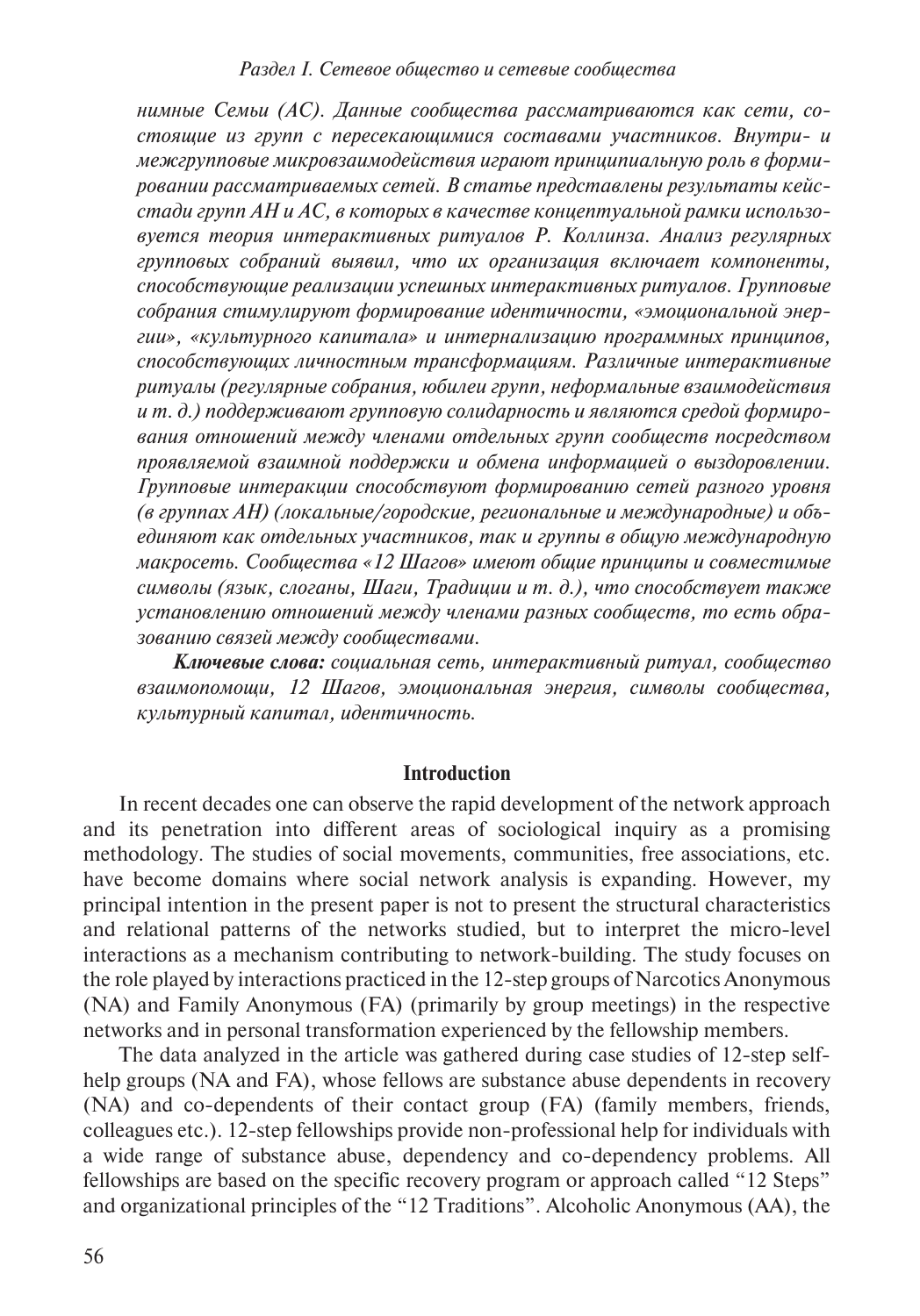*нимные Семьи (АС). Данные сообщества рассматриваются как сети, состоящие из групп с пересекающимися составами участников. Внутри- и межгрупповые микровзаимодействия играют принципиальную роль в формировании рассматриваемых сетей. В статье представлены результаты кейс-стади групп АН и АС, в которых в качестве концептуальной рамки используется теория интерактивных ритуалов Р. Коллинза. Анализ регулярных групповых собраний выявил, что их организация включает компоненты, способствующие реализации успешных интерактивных ритуалов. Групповые собрания стимулируют формирование идентичности, «эмоциональной энергии», «культурного капитала» и интернализацию программных принципов, способствующих личностным трансформациям. Различные интерактивные ритуалы (регулярные собрания, юбилеи групп, неформальные взаимодействия и т. д.) поддерживают групповую солидарность и являются средой формирования отношений между членами отдельных групп сообществ посредством проявляемой взаимной поддержки и обмена информацией о выздоровлении. Групповые интеракции способствуют формированию сетей разного уровня (в группах АН) (локальные/городские, региональные и международные) и объединяют как отдельных участников, так и группы в общую международную макросеть. Сообщества «12 Шагов» имеют общие принципы и совместимые символы (язык, слоганы, Шаги, Традиции и т. д.), что способствует также установлению отношений между членами разных сообществ, то есть образованию связей между сообществами.*

***Ключевые слова:*** *социальная сеть, интерактивный ритуал, сообщество взаимопомощи, 12 Шагов, эмоциональная энергия, символы сообщества, культурный капитал, идентичность.*

## Introduction

In recent decades one can observe the rapid development of the network approach and its penetration into different areas of sociological inquiry as a promising methodology. The studies of social movements, communities, free associations, etc. have become domains where social network analysis is expanding. However, my principal intention in the present paper is not to present the structural characteristics and relational patterns of the networks studied, but to interpret the micro-level interactions as a mechanism contributing to network-building. The study focuses on the role played by interactions practiced in the 12-step groups of Narcotics Anonymous (NA) and Family Anonymous (FA) (primarily by group meetings) in the respective networks and in personal transformation experienced by the fellowship members.

The data analyzed in the article was gathered during case studies of 12-step self-help groups (NA and FA), whose fellows are substance abuse dependents in recovery (NA) and co-dependents of their contact group (FA) (family members, friends, colleagues etc.). 12-step fellowships provide non-professional help for individuals with a wide range of substance abuse, dependency and co-dependency problems. All fellowships are based on the specific recovery program or approach called "12 Steps" and organizational principles of the "12 Traditions". Alcoholic Anonymous (AA), the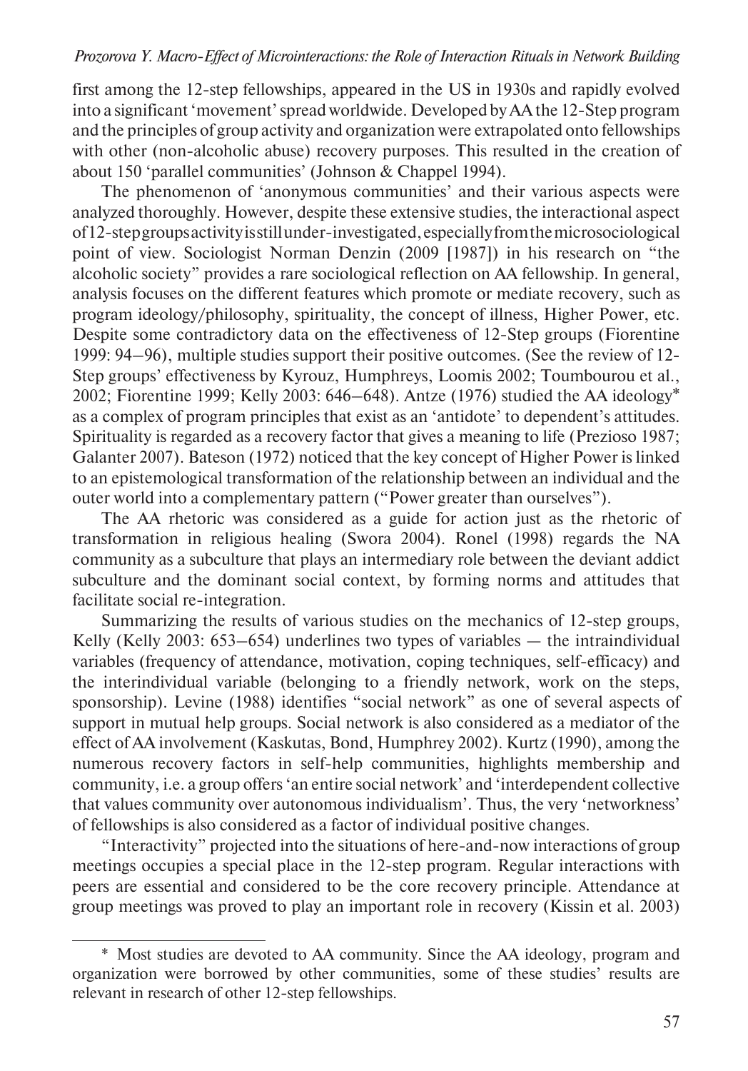first among the 12-step fellowships, appeared in the US in 1930s and rapidly evolved into a significant 'movement' spread worldwide. Developed by AA the 12-Step program and the principles of group activity and organization were extrapolated onto fellowships with other (non-alcoholic abuse) recovery purposes. This resulted in the creation of about 150 'parallel communities' (Johnson & Chappel 1994).

The phenomenon of 'anonymous communities' and their various aspects were analyzed thoroughly. However, despite these extensive studies, the interactional aspect of 12-step groups activity is still under-investigated, especially from the microsociological point of view. Sociologist Norman Denzin (2009 [1987]) in his research on "the alcoholic society" provides a rare sociological reflection on AA fellowship. In general, analysis focuses on the different features which promote or mediate recovery, such as program ideology/philosophy, spirituality, the concept of illness, Higher Power, etc. Despite some contradictory data on the effectiveness of 12-Step groups (Fiorentine 1999: 94–96), multiple studies support their positive outcomes. (See the review of 12-Step groups' effectiveness by Kyrouz, Humphreys, Loomis 2002; Toumbourou et al., 2002; Fiorentine 1999; Kelly 2003: 646–648). Antze (1976) studied the AA ideology* as a complex of program principles that exist as an 'antidote' to dependent's attitudes. Spirituality is regarded as a recovery factor that gives a meaning to life (Prezioso 1987; Galanter 2007). Bateson (1972) noticed that the key concept of Higher Power is linked to an epistemological transformation of the relationship between an individual and the outer world into a complementary pattern ("Power greater than ourselves").

The AA rhetoric was considered as a guide for action just as the rhetoric of transformation in religious healing (Swora 2004). Ronel (1998) regards the NA community as a subculture that plays an intermediary role between the deviant addict subculture and the dominant social context, by forming norms and attitudes that facilitate social re-integration.

Summarizing the results of various studies on the mechanics of 12-step groups, Kelly (Kelly 2003: 653–654) underlines two types of variables — the intraindividual variables (frequency of attendance, motivation, coping techniques, self-efficacy) and the interindividual variable (belonging to a friendly network, work on the steps, sponsorship). Levine (1988) identifies "social network" as one of several aspects of support in mutual help groups. Social network is also considered as a mediator of the effect of AA involvement (Kaskutas, Bond, Humphrey 2002). Kurtz (1990), among the numerous recovery factors in self-help communities, highlights membership and community, i.e. a group offers 'an entire social network' and 'interdependent collective that values community over autonomous individualism'. Thus, the very 'networkness' of fellowships is also considered as a factor of individual positive changes.

"Interactivity" projected into the situations of here-and-now interactions of group meetings occupies a special place in the 12-step program. Regular interactions with peers are essential and considered to be the core recovery principle. Attendance at group meetings was proved to play an important role in recovery (Kissin et al. 2003)

---

\* Most studies are devoted to AA community. Since the AA ideology, program and organization were borrowed by other communities, some of these studies' results are relevant in research of other 12-step fellowships.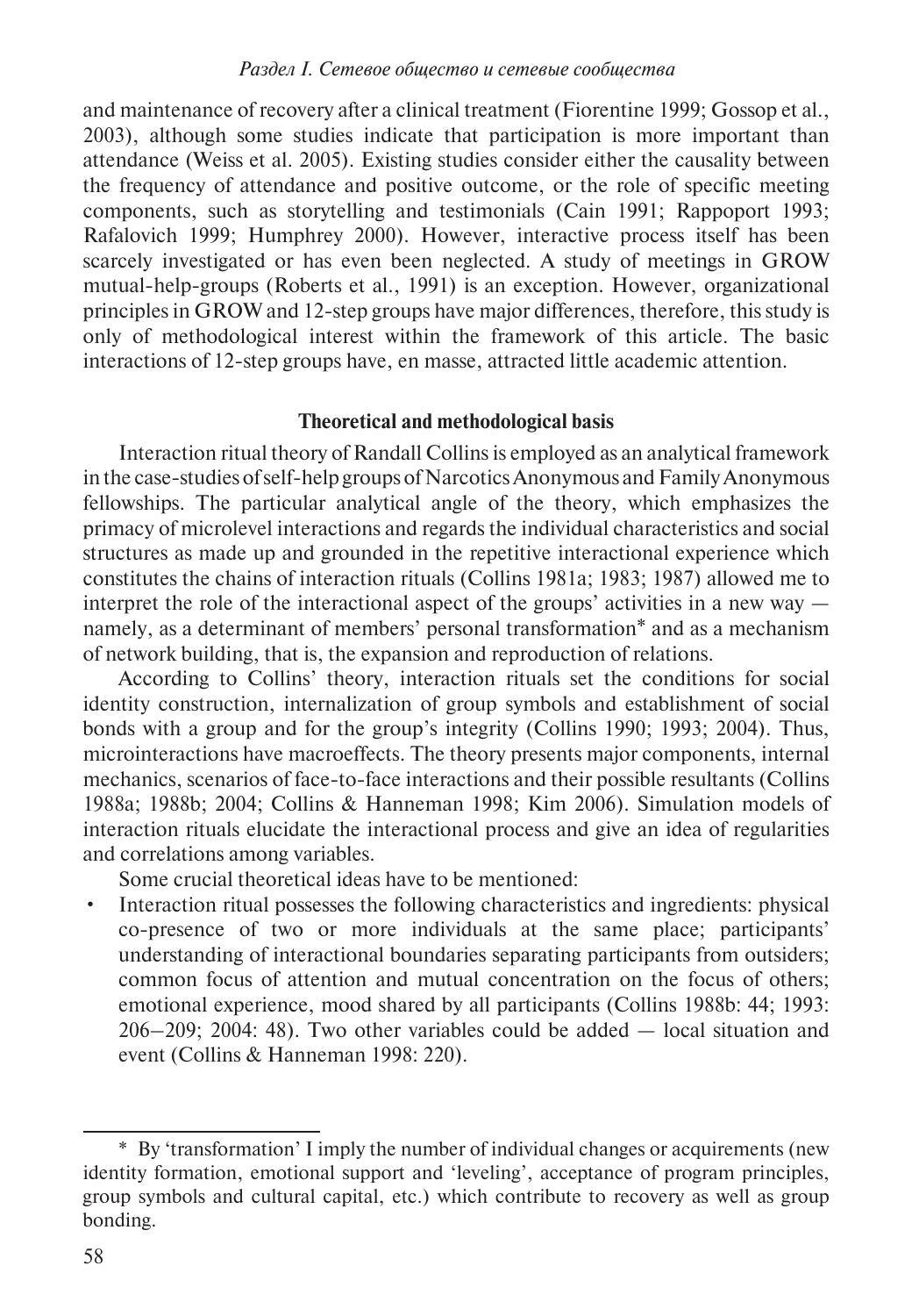and maintenance of recovery after a clinical treatment (Fiorentine 1999; Gossop et al., 2003), although some studies indicate that participation is more important than attendance (Weiss et al. 2005). Existing studies consider either the causality between the frequency of attendance and positive outcome, or the role of specific meeting components, such as storytelling and testimonials (Cain 1991; Rappoport 1993; Rafalovich 1999; Humphrey 2000). However, interactive process itself has been scarcely investigated or has even been neglected. A study of meetings in GROW mutual-help-groups (Roberts et al., 1991) is an exception. However, organizational principles in GROW and 12-step groups have major differences, therefore, this study is only of methodological interest within the framework of this article. The basic interactions of 12-step groups have, en masse, attracted little academic attention.

### Theoretical and methodological basis

Interaction ritual theory of Randall Collins is employed as an analytical framework in the case-studies of self-help groups of Narcotics Anonymous and Family Anonymous fellowships. The particular analytical angle of the theory, which emphasizes the primacy of microlevel interactions and regards the individual characteristics and social structures as made up and grounded in the repetitive interactional experience which constitutes the chains of interaction rituals (Collins 1981a; 1983; 1987) allowed me to interpret the role of the interactional aspect of the groups' activities in a new way — namely, as a determinant of members' personal transformation* and as a mechanism of network building, that is, the expansion and reproduction of relations.

According to Collins' theory, interaction rituals set the conditions for social identity construction, internalization of group symbols and establishment of social bonds with a group and for the group's integrity (Collins 1990; 1993; 2004). Thus, microinteractions have macroeffects. The theory presents major components, internal mechanics, scenarios of face-to-face interactions and their possible resultants (Collins 1988a; 1988b; 2004; Collins & Hanneman 1998; Kim 2006). Simulation models of interaction rituals elucidate the interactional process and give an idea of regularities and correlations among variables.

Some crucial theoretical ideas have to be mentioned:

- Interaction ritual possesses the following characteristics and ingredients: physical co-presence of two or more individuals at the same place; participants' understanding of interactional boundaries separating participants from outsiders; common focus of attention and mutual concentration on the focus of others; emotional experience, mood shared by all participants (Collins 1988b: 44; 1993: 206–209; 2004: 48). Two other variables could be added — local situation and event (Collins & Hanneman 1998: 220).

---

* By 'transformation' I imply the number of individual changes or acquirements (new identity formation, emotional support and 'leveling', acceptance of program principles, group symbols and cultural capital, etc.) which contribute to recovery as well as group bonding.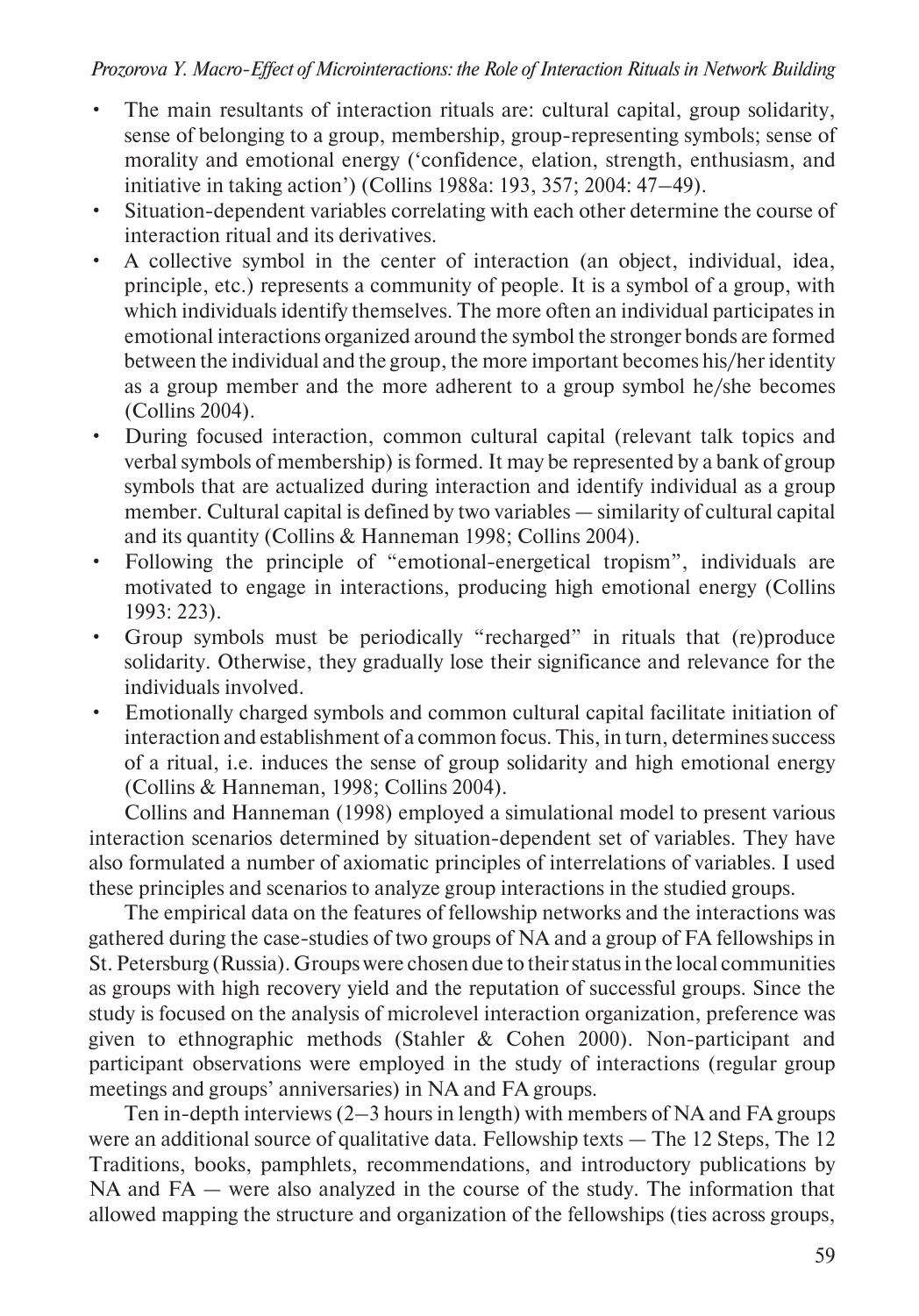- The main resultants of interaction rituals are: cultural capital, group solidarity, sense of belonging to a group, membership, group-representing symbols; sense of morality and emotional energy ('confidence, elation, strength, enthusiasm, and initiative in taking action') (Collins 1988a: 193, 357; 2004: 47–49).
- Situation-dependent variables correlating with each other determine the course of interaction ritual and its derivatives.
- A collective symbol in the center of interaction (an object, individual, idea, principle, etc.) represents a community of people. It is a symbol of a group, with which individuals identify themselves. The more often an individual participates in emotional interactions organized around the symbol the stronger bonds are formed between the individual and the group, the more important becomes his/her identity as a group member and the more adherent to a group symbol he/she becomes (Collins 2004).
- During focused interaction, common cultural capital (relevant talk topics and verbal symbols of membership) is formed. It may be represented by a bank of group symbols that are actualized during interaction and identify individual as a group member. Cultural capital is defined by two variables — similarity of cultural capital and its quantity (Collins & Hanneman 1998; Collins 2004).
- Following the principle of "emotional-energetical tropism", individuals are motivated to engage in interactions, producing high emotional energy (Collins 1993: 223).
- Group symbols must be periodically "recharged" in rituals that (re)produce solidarity. Otherwise, they gradually lose their significance and relevance for the individuals involved.
- Emotionally charged symbols and common cultural capital facilitate initiation of interaction and establishment of a common focus. This, in turn, determines success of a ritual, i.e. induces the sense of group solidarity and high emotional energy (Collins & Hanneman, 1998; Collins 2004).

Collins and Hanneman (1998) employed a simulational model to present various interaction scenarios determined by situation-dependent set of variables. They have also formulated a number of axiomatic principles of interrelations of variables. I used these principles and scenarios to analyze group interactions in the studied groups.

The empirical data on the features of fellowship networks and the interactions was gathered during the case-studies of two groups of NA and a group of FA fellowships in St. Petersburg (Russia). Groups were chosen due to their status in the local communities as groups with high recovery yield and the reputation of successful groups. Since the study is focused on the analysis of microlevel interaction organization, preference was given to ethnographic methods (Stahler & Cohen 2000). Non-participant and participant observations were employed in the study of interactions (regular group meetings and groups' anniversaries) in NA and FA groups.

Ten in-depth interviews (2–3 hours in length) with members of NA and FA groups were an additional source of qualitative data. Fellowship texts — The 12 Steps, The 12 Traditions, books, pamphlets, recommendations, and introductory publications by NA and FA — were also analyzed in the course of the study. The information that allowed mapping the structure and organization of the fellowships (ties across groups,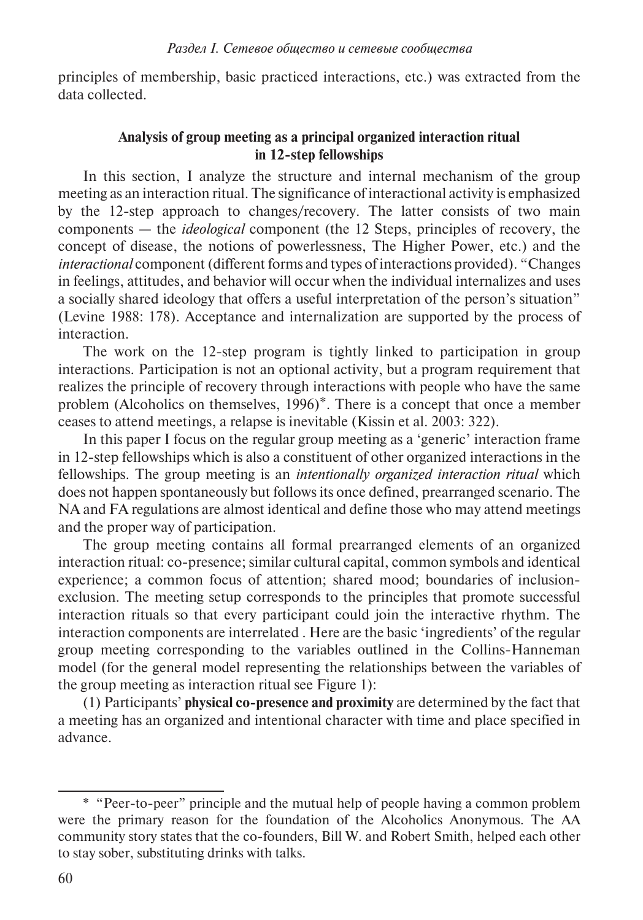principles of membership, basic practiced interactions, etc.) was extracted from the data collected.

### Analysis of group meeting as a principal organized interaction ritual in 12-step fellowships

In this section, I analyze the structure and internal mechanism of the group meeting as an interaction ritual. The significance of interactional activity is emphasized by the 12-step approach to changes/recovery. The latter consists of two main components — the *ideological* component (the 12 Steps, principles of recovery, the concept of disease, the notions of powerlessness, The Higher Power, etc.) and the *interactional* component (different forms and types of interactions provided). "Changes in feelings, attitudes, and behavior will occur when the individual internalizes and uses a socially shared ideology that offers a useful interpretation of the person's situation" (Levine 1988: 178). Acceptance and internalization are supported by the process of interaction.

The work on the 12-step program is tightly linked to participation in group interactions. Participation is not an optional activity, but a program requirement that realizes the principle of recovery through interactions with people who have the same problem (Alcoholics on themselves, 1996)*. There is a concept that once a member ceases to attend meetings, a relapse is inevitable (Kissin et al. 2003: 322).

In this paper I focus on the regular group meeting as a 'generic' interaction frame in 12-step fellowships which is also a constituent of other organized interactions in the fellowships. The group meeting is an *intentionally organized interaction ritual* which does not happen spontaneously but follows its once defined, prearranged scenario. The NA and FA regulations are almost identical and define those who may attend meetings and the proper way of participation.

The group meeting contains all formal prearranged elements of an organized interaction ritual: co-presence; similar cultural capital, common symbols and identical experience; a common focus of attention; shared mood; boundaries of inclusion-exclusion. The meeting setup corresponds to the principles that promote successful interaction rituals so that every participant could join the interactive rhythm. The interaction components are interrelated . Here are the basic 'ingredients' of the regular group meeting corresponding to the variables outlined in the Collins-Hanneman model (for the general model representing the relationships between the variables of the group meeting as interaction ritual see Figure 1):

(1) Participants' **physical co-presence and proximity** are determined by the fact that a meeting has an organized and intentional character with time and place specified in advance.

---

* "Peer-to-peer" principle and the mutual help of people having a common problem were the primary reason for the foundation of the Alcoholics Anonymous. The AA community story states that the co-founders, Bill W. and Robert Smith, helped each other to stay sober, substituting drinks with talks.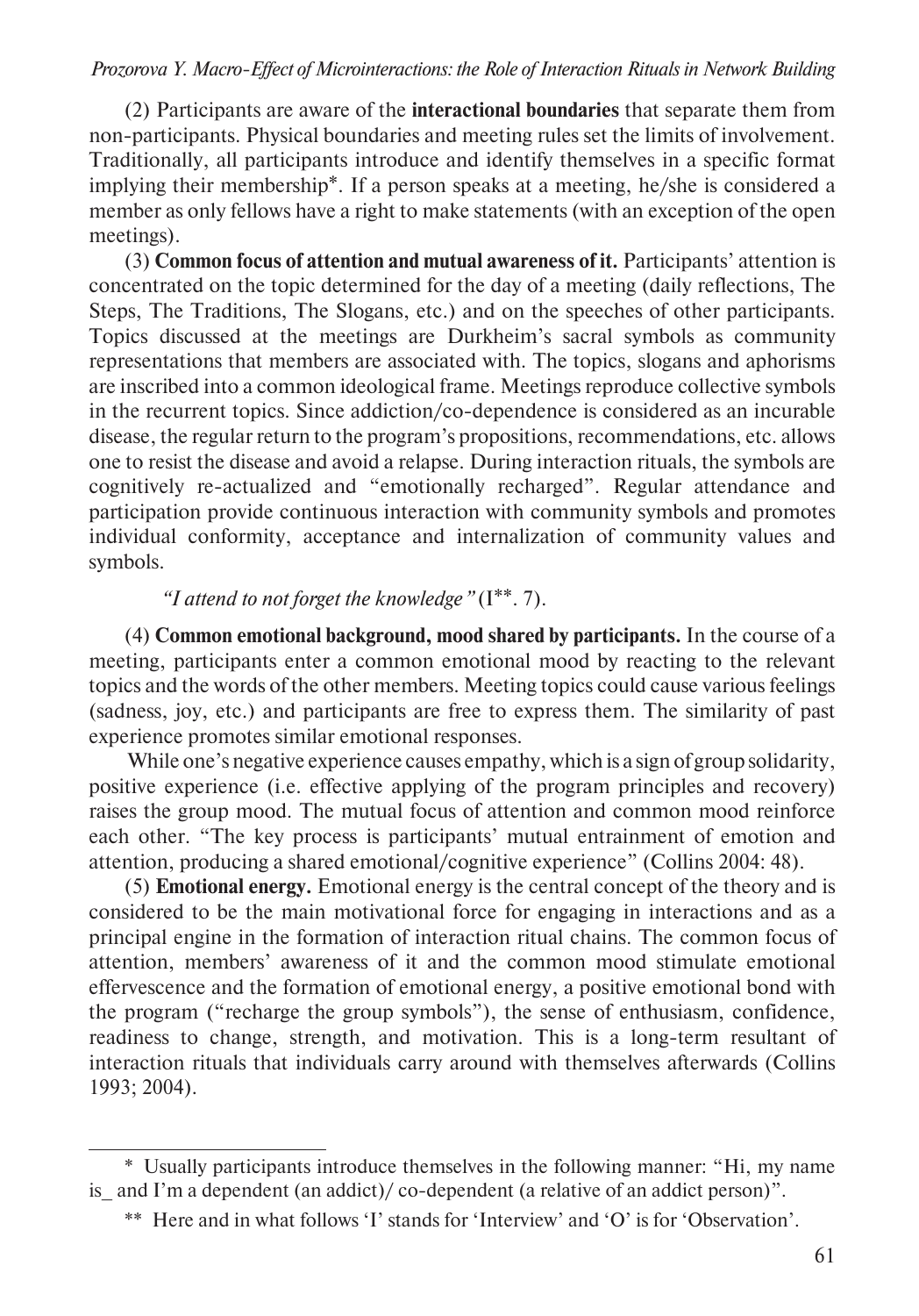(2) Participants are aware of the **interactional boundaries** that separate them from non-participants. Physical boundaries and meeting rules set the limits of involvement. Traditionally, all participants introduce and identify themselves in a specific format implying their membership*. If a person speaks at a meeting, he/she is considered a member as only fellows have a right to make statements (with an exception of the open meetings).

(3) **Common focus of attention and mutual awareness of it.** Participants' attention is concentrated on the topic determined for the day of a meeting (daily reflections, The Steps, The Traditions, The Slogans, etc.) and on the speeches of other participants. Topics discussed at the meetings are Durkheim's sacral symbols as community representations that members are associated with. The topics, slogans and aphorisms are inscribed into a common ideological frame. Meetings reproduce collective symbols in the recurrent topics. Since addiction/co-dependence is considered as an incurable disease, the regular return to the program's propositions, recommendations, etc. allows one to resist the disease and avoid a relapse. During interaction rituals, the symbols are cognitively re-actualized and "emotionally recharged". Regular attendance and participation provide continuous interaction with community symbols and promotes individual conformity, acceptance and internalization of community values and symbols.

*"I attend to not forget the knowledge"* (I**. 7).

(4) **Common emotional background, mood shared by participants.** In the course of a meeting, participants enter a common emotional mood by reacting to the relevant topics and the words of the other members. Meeting topics could cause various feelings (sadness, joy, etc.) and participants are free to express them. The similarity of past experience promotes similar emotional responses.

While one's negative experience causes empathy, which is a sign of group solidarity, positive experience (i.e. effective applying of the program principles and recovery) raises the group mood. The mutual focus of attention and common mood reinforce each other. "The key process is participants' mutual entrainment of emotion and attention, producing a shared emotional/cognitive experience" (Collins 2004: 48).

(5) **Emotional energy.** Emotional energy is the central concept of the theory and is considered to be the main motivational force for engaging in interactions and as a principal engine in the formation of interaction ritual chains. The common focus of attention, members' awareness of it and the common mood stimulate emotional effervescence and the formation of emotional energy, a positive emotional bond with the program ("recharge the group symbols"), the sense of enthusiasm, confidence, readiness to change, strength, and motivation. This is a long-term resultant of interaction rituals that individuals carry around with themselves afterwards (Collins 1993; 2004).

---

* Usually participants introduce themselves in the following manner: "Hi, my name is_ and I'm a dependent (an addict)/ co-dependent (a relative of an addict person)".

** Here and in what follows 'I' stands for 'Interview' and 'O' is for 'Observation'.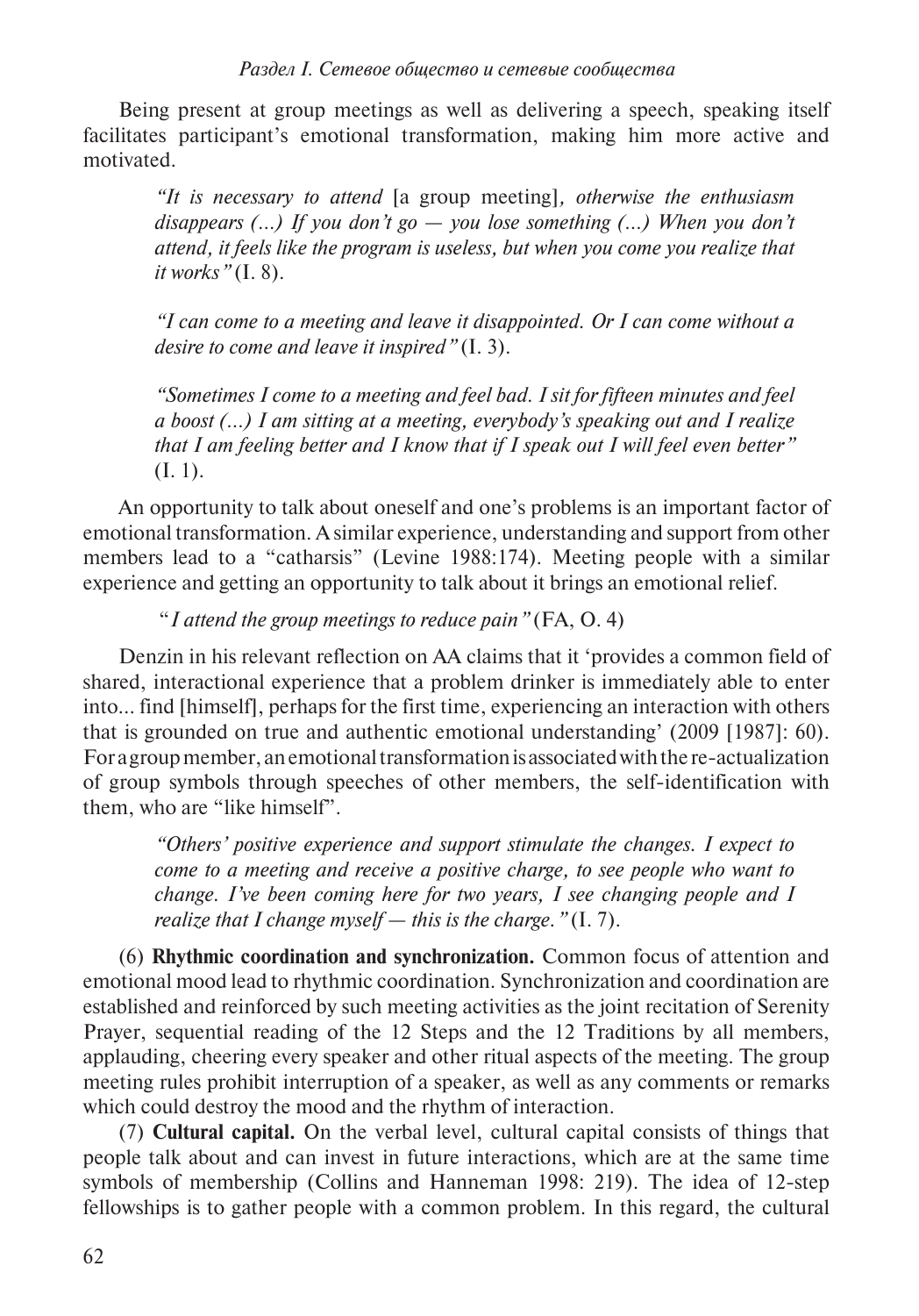Being present at group meetings as well as delivering a speech, speaking itself facilitates participant's emotional transformation, making him more active and motivated.

> *"It is necessary to attend* [a group meeting]*, otherwise the enthusiasm disappears (...) If you don't go — you lose something (...) When you don't attend, it feels like the program is useless, but when you come you realize that it works"* (I. 8).

> *"I can come to a meeting and leave it disappointed. Or I can come without a desire to come and leave it inspired"* (I. 3).

> *"Sometimes I come to a meeting and feel bad. I sit for fifteen minutes and feel a boost (...) I am sitting at a meeting, everybody's speaking out and I realize that I am feeling better and I know that if I speak out I will feel even better"* (I. 1).

An opportunity to talk about oneself and one's problems is an important factor of emotional transformation. A similar experience, understanding and support from other members lead to a "catharsis" (Levine 1988:174). Meeting people with a similar experience and getting an opportunity to talk about it brings an emotional relief.

> "*I attend the group meetings to reduce pain"* (FA, O. 4)

Denzin in his relevant reflection on AA claims that it 'provides a common field of shared, interactional experience that a problem drinker is immediately able to enter into... find [himself], perhaps for the first time, experiencing an interaction with others that is grounded on true and authentic emotional understanding' (2009 [1987]: 60). For a group member, an emotional transformation is associated with the re-actualization of group symbols through speeches of other members, the self-identification with them, who are "like himself".

> *"Others' positive experience and support stimulate the changes. I expect to come to a meeting and receive a positive charge, to see people who want to change. I've been coming here for two years, I see changing people and I realize that I change myself — this is the charge."* (I. 7).

(6) **Rhythmic coordination and synchronization.** Common focus of attention and emotional mood lead to rhythmic coordination. Synchronization and coordination are established and reinforced by such meeting activities as the joint recitation of Serenity Prayer, sequential reading of the 12 Steps and the 12 Traditions by all members, applauding, cheering every speaker and other ritual aspects of the meeting. The group meeting rules prohibit interruption of a speaker, as well as any comments or remarks which could destroy the mood and the rhythm of interaction.

(7) **Cultural capital.** On the verbal level, cultural capital consists of things that people talk about and can invest in future interactions, which are at the same time symbols of membership (Collins and Hanneman 1998: 219). The idea of 12-step fellowships is to gather people with a common problem. In this regard, the cultural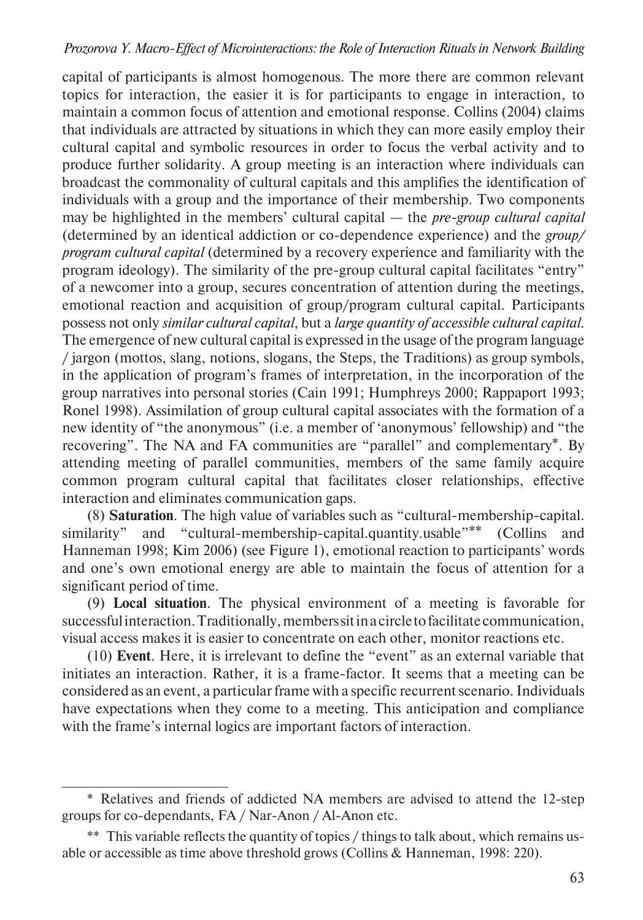capital of participants is almost homogenous. The more there are common relevant topics for interaction, the easier it is for participants to engage in interaction, to maintain a common focus of attention and emotional response. Collins (2004) claims that individuals are attracted by situations in which they can more easily employ their cultural capital and symbolic resources in order to focus the verbal activity and to produce further solidarity. A group meeting is an interaction where individuals can broadcast the commonality of cultural capitals and this amplifies the identification of individuals with a group and the importance of their membership. Two components may be highlighted in the members' cultural capital — the *pre-group cultural capital* (determined by an identical addiction or co-dependence experience) and the *group/program cultural capital* (determined by a recovery experience and familiarity with the program ideology). The similarity of the pre-group cultural capital facilitates "entry" of a newcomer into a group, secures concentration of attention during the meetings, emotional reaction and acquisition of group/program cultural capital. Participants possess not only *similar cultural capital*, but a *large quantity of accessible cultural capital*. The emergence of new cultural capital is expressed in the usage of the program language / jargon (mottos, slang, notions, slogans, the Steps, the Traditions) as group symbols, in the application of program's frames of interpretation, in the incorporation of the group narratives into personal stories (Cain 1991; Humphreys 2000; Rappaport 1993; Ronel 1998). Assimilation of group cultural capital associates with the formation of a new identity of "the anonymous" (i.e. a member of 'anonymous' fellowship) and "the recovering". The NA and FA communities are "parallel" and complementary*. By attending meeting of parallel communities, members of the same family acquire common program cultural capital that facilitates closer relationships, effective interaction and eliminates communication gaps.

(8) **Saturation**. The high value of variables such as "cultural-membership-capital. similarity" and "cultural-membership-capital.quantity.usable"** (Collins and Hanneman 1998; Kim 2006) (see Figure 1), emotional reaction to participants' words and one's own emotional energy are able to maintain the focus of attention for a significant period of time.

(9) **Local situation**. The physical environment of a meeting is favorable for successful interaction. Traditionally, members sit in a circle to facilitate communication, visual access makes it is easier to concentrate on each other, monitor reactions etc.

(10) **Event**. Here, it is irrelevant to define the "event" as an external variable that initiates an interaction. Rather, it is a frame-factor. It seems that a meeting can be considered as an event, a particular frame with a specific recurrent scenario. Individuals have expectations when they come to a meeting. This anticipation and compliance with the frame's internal logics are important factors of interaction.

---

\* Relatives and friends of addicted NA members are advised to attend the 12-step groups for co-dependants, FA / Nar-Anon / Al-Anon etc.

\*\* This variable reflects the quantity of topics / things to talk about, which remains usable or accessible as time above threshold grows (Collins & Hanneman, 1998: 220).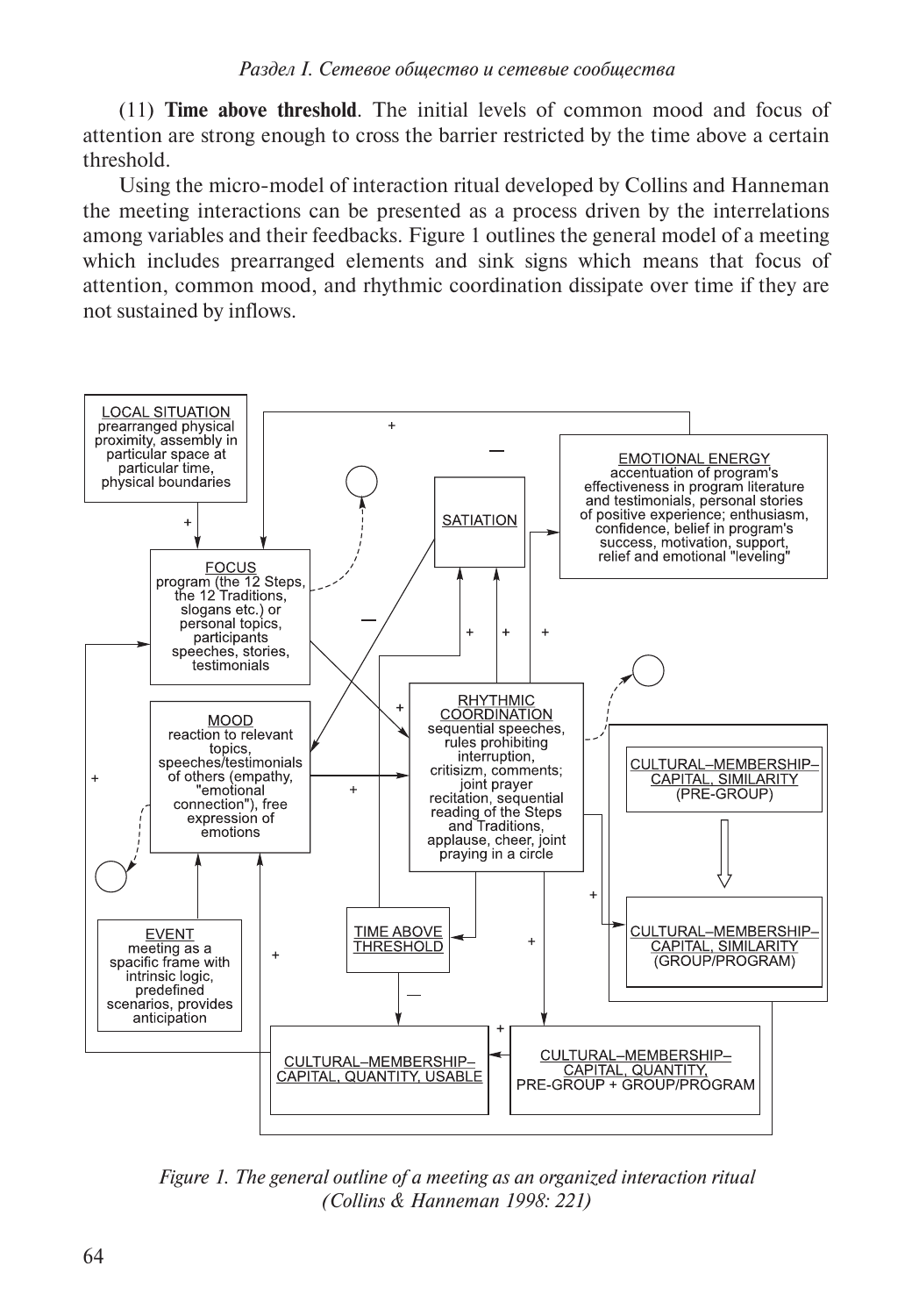(11) **Time above threshold**. The initial levels of common mood and focus of attention are strong enough to cross the barrier restricted by the time above a certain threshold.

Using the micro-model of interaction ritual developed by Collins and Hanneman the meeting interactions can be presented as a process driven by the interrelations among variables and their feedbacks. Figure 1 outlines the general model of a meeting which includes prearranged elements and sink signs which means that focus of attention, common mood, and rhythmic coordination dissipate over time if they are not sustained by inflows.

*Figure 1. The general outline of a meeting as an organized interaction ritual (Collins & Hanneman 1998: 221)*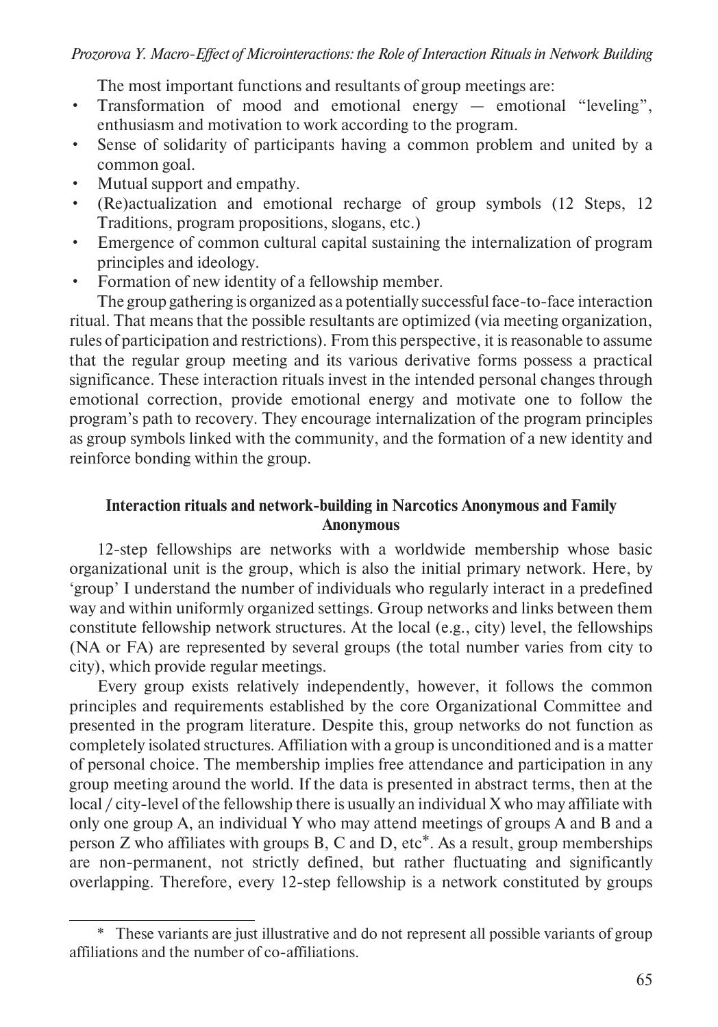The most important functions and resultants of group meetings are:

- Transformation of mood and emotional energy — emotional "leveling", enthusiasm and motivation to work according to the program.
- Sense of solidarity of participants having a common problem and united by a common goal.
- Mutual support and empathy.
- (Re)actualization and emotional recharge of group symbols (12 Steps, 12 Traditions, program propositions, slogans, etc.)
- Emergence of common cultural capital sustaining the internalization of program principles and ideology.
- Formation of new identity of a fellowship member.

The group gathering is organized as a potentially successful face-to-face interaction ritual. That means that the possible resultants are optimized (via meeting organization, rules of participation and restrictions). From this perspective, it is reasonable to assume that the regular group meeting and its various derivative forms possess a practical significance. These interaction rituals invest in the intended personal changes through emotional correction, provide emotional energy and motivate one to follow the program's path to recovery. They encourage internalization of the program principles as group symbols linked with the community, and the formation of a new identity and reinforce bonding within the group.

## Interaction rituals and network-building in Narcotics Anonymous and Family Anonymous

12-step fellowships are networks with a worldwide membership whose basic organizational unit is the group, which is also the initial primary network. Here, by 'group' I understand the number of individuals who regularly interact in a predefined way and within uniformly organized settings. Group networks and links between them constitute fellowship network structures. At the local (e.g., city) level, the fellowships (NA or FA) are represented by several groups (the total number varies from city to city), which provide regular meetings.

Every group exists relatively independently, however, it follows the common principles and requirements established by the core Organizational Committee and presented in the program literature. Despite this, group networks do not function as completely isolated structures. Affiliation with a group is unconditioned and is a matter of personal choice. The membership implies free attendance and participation in any group meeting around the world. If the data is presented in abstract terms, then at the local / city-level of the fellowship there is usually an individual X who may affiliate with only one group A, an individual Y who may attend meetings of groups A and B and a person Z who affiliates with groups B, C and D, etc*. As a result, group memberships are non-permanent, not strictly defined, but rather fluctuating and significantly overlapping. Therefore, every 12-step fellowship is a network constituted by groups

---

* These variants are just illustrative and do not represent all possible variants of group affiliations and the number of co-affiliations.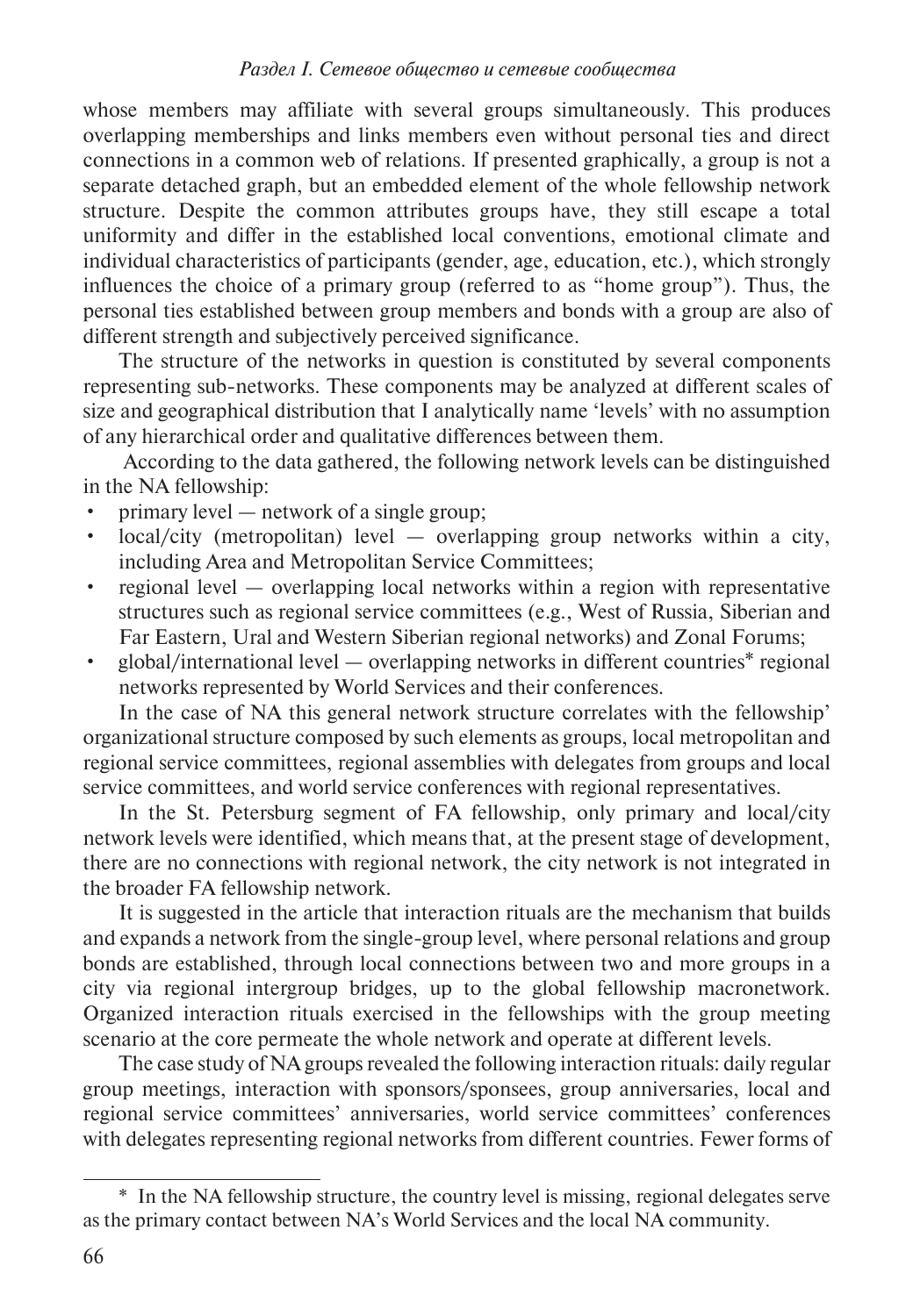whose members may affiliate with several groups simultaneously. This produces overlapping memberships and links members even without personal ties and direct connections in a common web of relations. If presented graphically, a group is not a separate detached graph, but an embedded element of the whole fellowship network structure. Despite the common attributes groups have, they still escape a total uniformity and differ in the established local conventions, emotional climate and individual characteristics of participants (gender, age, education, etc.), which strongly influences the choice of a primary group (referred to as "home group"). Thus, the personal ties established between group members and bonds with a group are also of different strength and subjectively perceived significance.

The structure of the networks in question is constituted by several components representing sub-networks. These components may be analyzed at different scales of size and geographical distribution that I analytically name 'levels' with no assumption of any hierarchical order and qualitative differences between them.

According to the data gathered, the following network levels can be distinguished in the NA fellowship:

- primary level — network of a single group;
- local/city (metropolitan) level — overlapping group networks within a city, including Area and Metropolitan Service Committees;
- regional level — overlapping local networks within a region with representative structures such as regional service committees (e.g., West of Russia, Siberian and Far Eastern, Ural and Western Siberian regional networks) and Zonal Forums;
- global/international level — overlapping networks in different countries* regional networks represented by World Services and their conferences.

In the case of NA this general network structure correlates with the fellowship' organizational structure composed by such elements as groups, local metropolitan and regional service committees, regional assemblies with delegates from groups and local service committees, and world service conferences with regional representatives.

In the St. Petersburg segment of FA fellowship, only primary and local/city network levels were identified, which means that, at the present stage of development, there are no connections with regional network, the city network is not integrated in the broader FA fellowship network.

It is suggested in the article that interaction rituals are the mechanism that builds and expands a network from the single-group level, where personal relations and group bonds are established, through local connections between two and more groups in a city via regional intergroup bridges, up to the global fellowship macronetwork. Organized interaction rituals exercised in the fellowships with the group meeting scenario at the core permeate the whole network and operate at different levels.

The case study of NA groups revealed the following interaction rituals: daily regular group meetings, interaction with sponsors/sponsees, group anniversaries, local and regional service committees' anniversaries, world service committees' conferences with delegates representing regional networks from different countries. Fewer forms of

---

\* In the NA fellowship structure, the country level is missing, regional delegates serve as the primary contact between NA's World Services and the local NA community.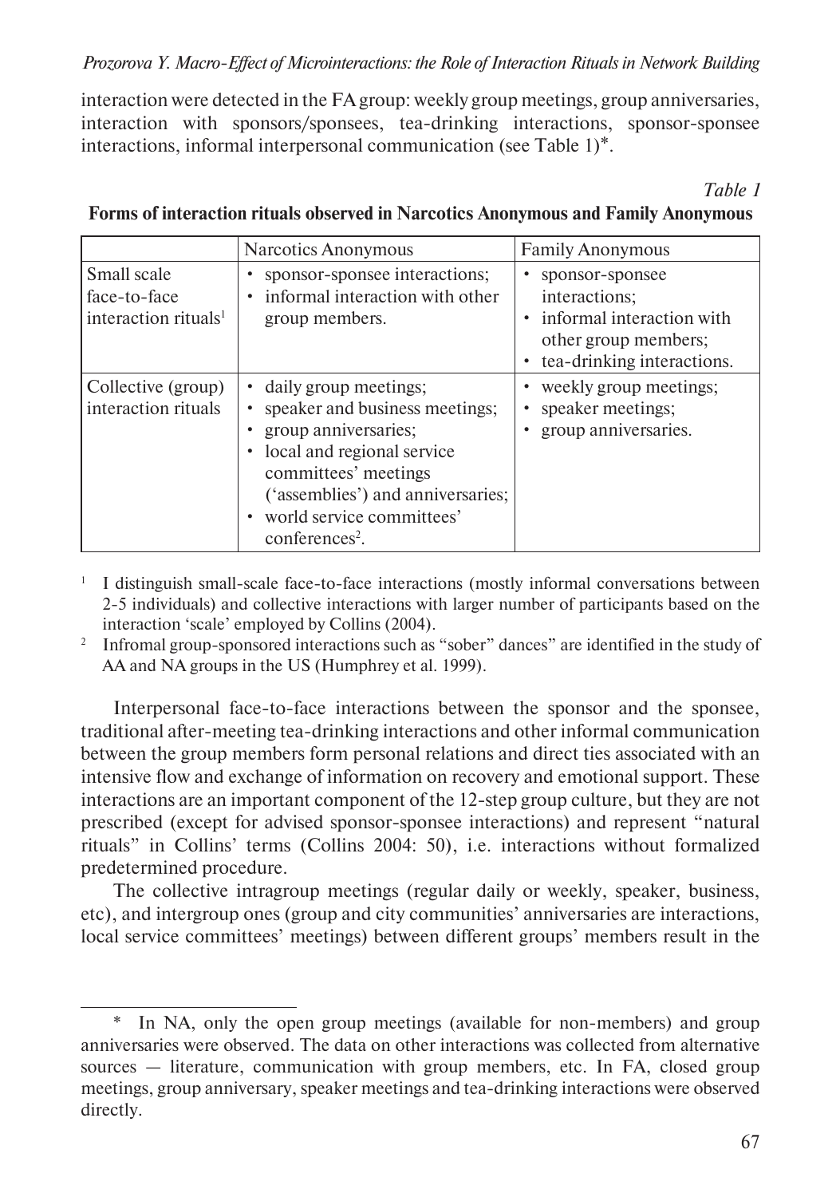interaction were detected in the FA group: weekly group meetings, group anniversaries, interaction with sponsors/sponsees, tea-drinking interactions, sponsor-sponsee interactions, informal interpersonal communication (see Table 1)*.

*Table 1*

**Forms of interaction rituals observed in Narcotics Anonymous and Family Anonymous**

| | Narcotics Anonymous | Family Anonymous |
|---|---|---|
| Small scale face-to-face interaction rituals[1] | • sponsor-sponsee interactions;<br>• informal interaction with other group members. | • sponsor-sponsee interactions;<br>• informal interaction with other group members;<br>• tea-drinking interactions. |
| Collective (group) interaction rituals | • daily group meetings;<br>• speaker and business meetings;<br>• group anniversaries;<br>• local and regional service committees' meetings ('assemblies') and anniversaries;<br>• world service committees' conferences[2]. | • weekly group meetings;<br>• speaker meetings;<br>• group anniversaries. |

[1] I distinguish small-scale face-to-face interactions (mostly informal conversations between 2-5 individuals) and collective interactions with larger number of participants based on the interaction 'scale' employed by Collins (2004).

[2] Infromal group-sponsored interactions such as "sober" dances" are identified in the study of AA and NA groups in the US (Humphrey et al. 1999).

Interpersonal face-to-face interactions between the sponsor and the sponsee, traditional after-meeting tea-drinking interactions and other informal communication between the group members form personal relations and direct ties associated with an intensive flow and exchange of information on recovery and emotional support. These interactions are an important component of the 12-step group culture, but they are not prescribed (except for advised sponsor-sponsee interactions) and represent "natural rituals" in Collins' terms (Collins 2004: 50), i.e. interactions without formalized predetermined procedure.

The collective intragroup meetings (regular daily or weekly, speaker, business, etc), and intergroup ones (group and city communities' anniversaries are interactions, local service committees' meetings) between different groups' members result in the

\* In NA, only the open group meetings (available for non-members) and group anniversaries were observed. The data on other interactions was collected from alternative sources — literature, communication with group members, etc. In FA, closed group meetings, group anniversary, speaker meetings and tea-drinking interactions were observed directly.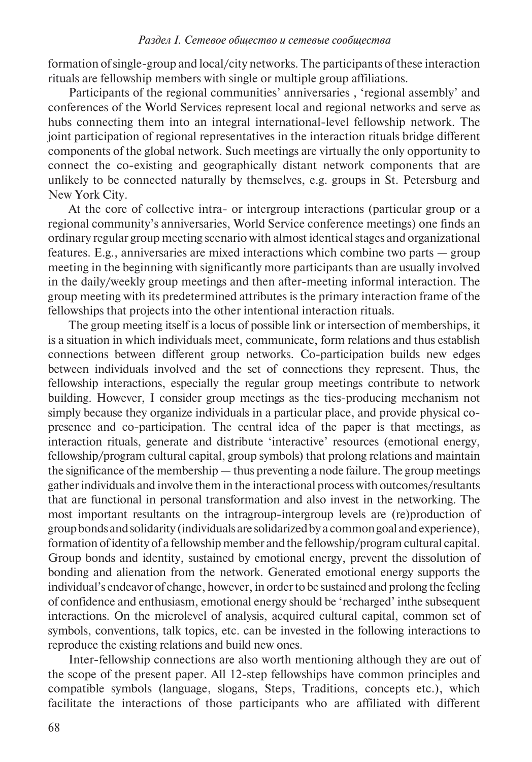formation of single-group and local/city networks. The participants of these interaction rituals are fellowship members with single or multiple group affiliations.

Participants of the regional communities' anniversaries , 'regional assembly' and conferences of the World Services represent local and regional networks and serve as hubs connecting them into an integral international-level fellowship network. The joint participation of regional representatives in the interaction rituals bridge different components of the global network. Such meetings are virtually the only opportunity to connect the co-existing and geographically distant network components that are unlikely to be connected naturally by themselves, e.g. groups in St. Petersburg and New York City.

At the core of collective intra- or intergroup interactions (particular group or a regional community's anniversaries, World Service conference meetings) one finds an ordinary regular group meeting scenario with almost identical stages and organizational features. E.g., anniversaries are mixed interactions which combine two parts — group meeting in the beginning with significantly more participants than are usually involved in the daily/weekly group meetings and then after-meeting informal interaction. The group meeting with its predetermined attributes is the primary interaction frame of the fellowships that projects into the other intentional interaction rituals.

The group meeting itself is a locus of possible link or intersection of memberships, it is a situation in which individuals meet, communicate, form relations and thus establish connections between different group networks. Co-participation builds new edges between individuals involved and the set of connections they represent. Thus, the fellowship interactions, especially the regular group meetings contribute to network building. However, I consider group meetings as the ties-producing mechanism not simply because they organize individuals in a particular place, and provide physical co-presence and co-participation. The central idea of the paper is that meetings, as interaction rituals, generate and distribute 'interactive' resources (emotional energy, fellowship/program cultural capital, group symbols) that prolong relations and maintain the significance of the membership — thus preventing a node failure. The group meetings gather individuals and involve them in the interactional process with outcomes/resultants that are functional in personal transformation and also invest in the networking. The most important resultants on the intragroup-intergroup levels are (re)production of group bonds and solidarity (individuals are solidarized by a common goal and experience), formation of identity of a fellowship member and the fellowship/program cultural capital. Group bonds and identity, sustained by emotional energy, prevent the dissolution of bonding and alienation from the network. Generated emotional energy supports the individual's endeavor of change, however, in order to be sustained and prolong the feeling of confidence and enthusiasm, emotional energy should be 'recharged' inthe subsequent interactions. On the microlevel of analysis, acquired cultural capital, common set of symbols, conventions, talk topics, etc. can be invested in the following interactions to reproduce the existing relations and build new ones.

Inter-fellowship connections are also worth mentioning although they are out of the scope of the present paper. All 12-step fellowships have common principles and compatible symbols (language, slogans, Steps, Traditions, concepts etc.), which facilitate the interactions of those participants who are affiliated with different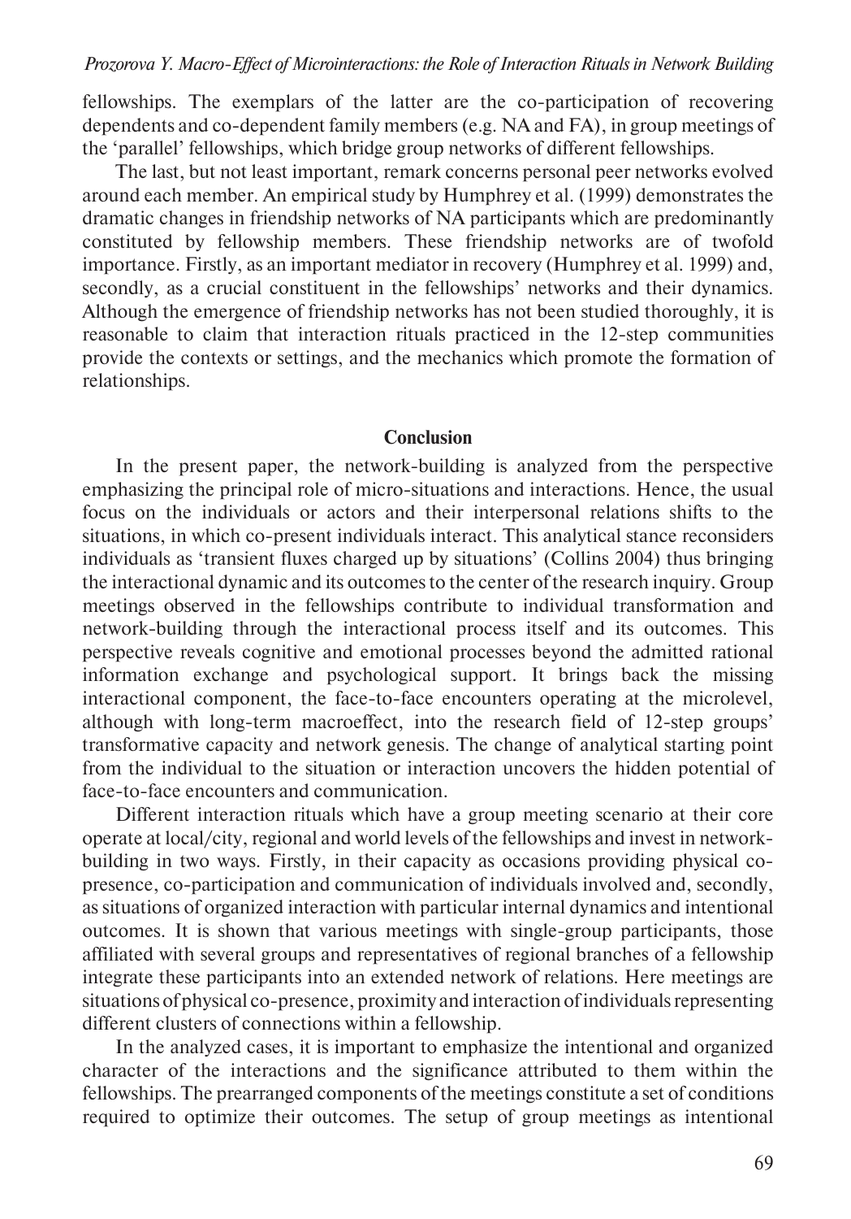fellowships. The exemplars of the latter are the co-participation of recovering dependents and co-dependent family members (e.g. NA and FA), in group meetings of the 'parallel' fellowships, which bridge group networks of different fellowships.

The last, but not least important, remark concerns personal peer networks evolved around each member. An empirical study by Humphrey et al. (1999) demonstrates the dramatic changes in friendship networks of NA participants which are predominantly constituted by fellowship members. These friendship networks are of twofold importance. Firstly, as an important mediator in recovery (Humphrey et al. 1999) and, secondly, as a crucial constituent in the fellowships' networks and their dynamics. Although the emergence of friendship networks has not been studied thoroughly, it is reasonable to claim that interaction rituals practiced in the 12-step communities provide the contexts or settings, and the mechanics which promote the formation of relationships.

## Conclusion

In the present paper, the network-building is analyzed from the perspective emphasizing the principal role of micro-situations and interactions. Hence, the usual focus on the individuals or actors and their interpersonal relations shifts to the situations, in which co-present individuals interact. This analytical stance reconsiders individuals as 'transient fluxes charged up by situations' (Collins 2004) thus bringing the interactional dynamic and its outcomes to the center of the research inquiry. Group meetings observed in the fellowships contribute to individual transformation and network-building through the interactional process itself and its outcomes. This perspective reveals cognitive and emotional processes beyond the admitted rational information exchange and psychological support. It brings back the missing interactional component, the face-to-face encounters operating at the microlevel, although with long-term macroeffect, into the research field of 12-step groups' transformative capacity and network genesis. The change of analytical starting point from the individual to the situation or interaction uncovers the hidden potential of face-to-face encounters and communication.

Different interaction rituals which have a group meeting scenario at their core operate at local/city, regional and world levels of the fellowships and invest in network-building in two ways. Firstly, in their capacity as occasions providing physical co-presence, co-participation and communication of individuals involved and, secondly, as situations of organized interaction with particular internal dynamics and intentional outcomes. It is shown that various meetings with single-group participants, those affiliated with several groups and representatives of regional branches of a fellowship integrate these participants into an extended network of relations. Here meetings are situations of physical co-presence, proximity and interaction of individuals representing different clusters of connections within a fellowship.

In the analyzed cases, it is important to emphasize the intentional and organized character of the interactions and the significance attributed to them within the fellowships. The prearranged components of the meetings constitute a set of conditions required to optimize their outcomes. The setup of group meetings as intentional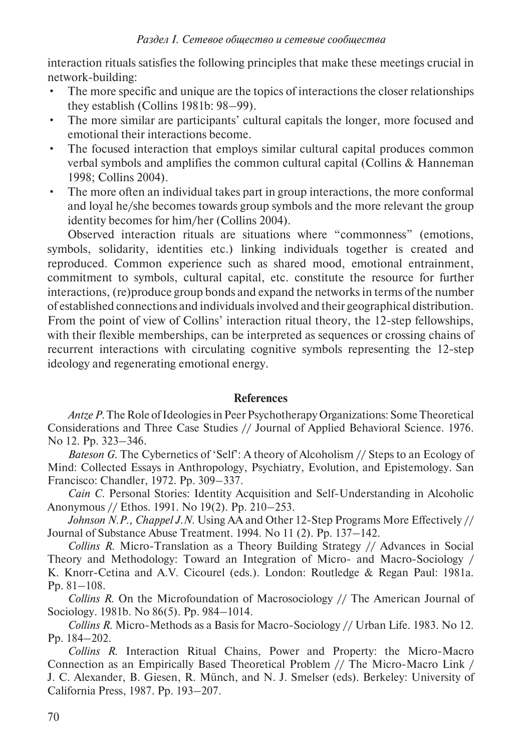interaction rituals satisfies the following principles that make these meetings crucial in network-building:

- The more specific and unique are the topics of interactions the closer relationships they establish (Collins 1981b: 98–99).
- The more similar are participants' cultural capitals the longer, more focused and emotional their interactions become.
- The focused interaction that employs similar cultural capital produces common verbal symbols and amplifies the common cultural capital (Collins & Hanneman 1998; Collins 2004).
- The more often an individual takes part in group interactions, the more conformal and loyal he/she becomes towards group symbols and the more relevant the group identity becomes for him/her (Collins 2004).

Observed interaction rituals are situations where "commonness" (emotions, symbols, solidarity, identities etc.) linking individuals together is created and reproduced. Common experience such as shared mood, emotional entrainment, commitment to symbols, cultural capital, etc. constitute the resource for further interactions, (re)produce group bonds and expand the networks in terms of the number of established connections and individuals involved and their geographical distribution. From the point of view of Collins' interaction ritual theory, the 12-step fellowships, with their flexible memberships, can be interpreted as sequences or crossing chains of recurrent interactions with circulating cognitive symbols representing the 12-step ideology and regenerating emotional energy.

## References

*Antze P.* The Role of Ideologies in Peer Psychotherapy Organizations: Some Theoretical Considerations and Three Case Studies // Journal of Applied Behavioral Science. 1976. No 12. Pp. 323–346.

*Bateson G.* The Cybernetics of 'Self': A theory of Alcoholism // Steps to an Ecology of Mind: Collected Essays in Anthropology, Psychiatry, Evolution, and Epistemology. San Francisco: Chandler, 1972. Pp. 309–337.

*Cain C.* Personal Stories: Identity Acquisition and Self-Understanding in Alcoholic Anonymous // Ethos. 1991. No 19(2). Pp. 210–253.

*Johnson N.P., Chappel J.N.* Using AA and Other 12-Step Programs More Effectively // Journal of Substance Abuse Treatment. 1994. No 11 (2). Pp. 137–142.

*Collins R.* Micro-Translation as a Theory Building Strategy // Advances in Social Theory and Methodology: Toward an Integration of Micro- and Macro-Sociology / K. Knorr-Cetina and A.V. Cicourel (eds.). London: Routledge & Regan Paul: 1981a. Pp. 81–108.

*Collins R.* On the Microfoundation of Macrosociology // The American Journal of Sociology. 1981b. No 86(5). Pp. 984–1014.

*Collins R.* Micro-Methods as a Basis for Macro-Sociology // Urban Life. 1983. No 12. Pp. 184–202.

*Collins R.* Interaction Ritual Chains, Power and Property: the Micro-Macro Connection as an Empirically Based Theoretical Problem // The Micro-Macro Link / J. C. Alexander, B. Giesen, R. Münch, and N. J. Smelser (eds). Berkeley: University of California Press, 1987. Pp. 193–207.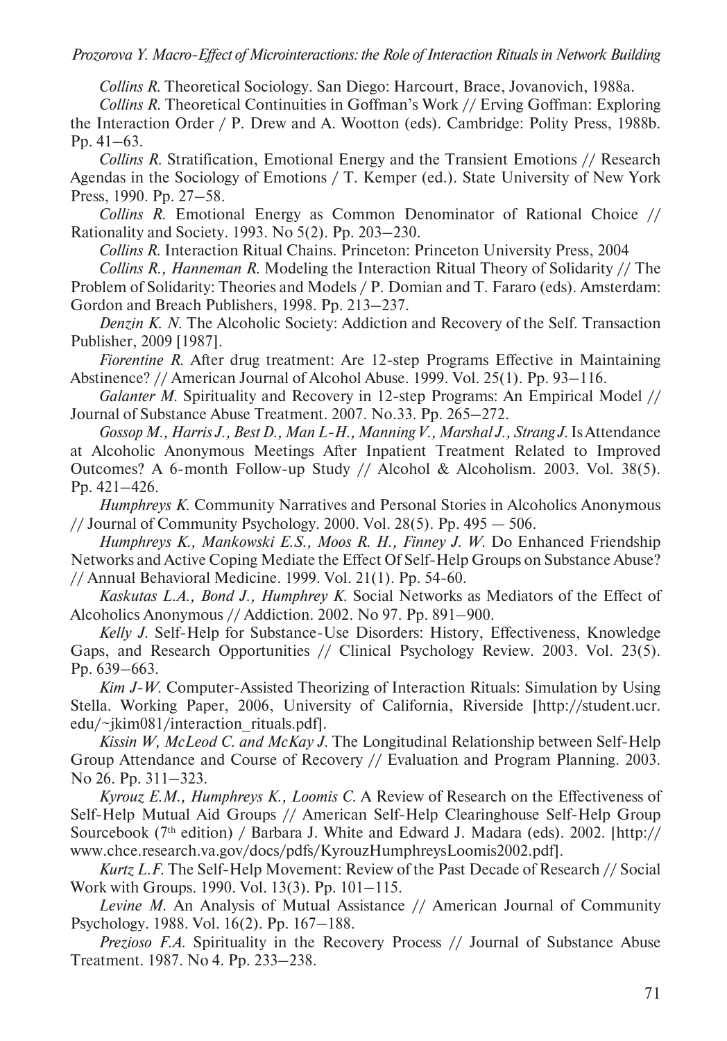*Collins R.* Theoretical Sociology. San Diego: Harcourt, Brace, Jovanovich, 1988a.

*Collins R.* Theoretical Continuities in Goffman's Work // Erving Goffman: Exploring the Interaction Order / P. Drew and A. Wootton (eds). Cambridge: Polity Press, 1988b. Pp. 41–63.

*Collins R.* Stratification, Emotional Energy and the Transient Emotions // Research Agendas in the Sociology of Emotions / T. Kemper (ed.). State University of New York Press, 1990. Pp. 27–58.

*Collins R.* Emotional Energy as Common Denominator of Rational Choice // Rationality and Society. 1993. No 5(2). Pp. 203–230.

*Collins R.* Interaction Ritual Chains. Princeton: Princeton University Press, 2004

*Collins R., Hanneman R.* Modeling the Interaction Ritual Theory of Solidarity // The Problem of Solidarity: Theories and Models / P. Domian and T. Fararo (eds). Amsterdam: Gordon and Breach Publishers, 1998. Pp. 213–237.

*Denzin K. N.* The Alcoholic Society: Addiction and Recovery of the Self. Transaction Publisher, 2009 [1987].

*Fiorentine R.* After drug treatment: Are 12-step Programs Effective in Maintaining Abstinence? // American Journal of Alcohol Abuse. 1999. Vol. 25(1). Pp. 93–116.

*Galanter M.* Spirituality and Recovery in 12-step Programs: An Empirical Model // Journal of Substance Abuse Treatment. 2007. No.33. Pp. 265–272.

*Gossop M., Harris J., Best D., Man L-H., Manning V., Marshal J., Strang J.* Is Attendance at Alcoholic Anonymous Meetings After Inpatient Treatment Related to Improved Outcomes? A 6-month Follow-up Study // Alcohol & Alcoholism. 2003. Vol. 38(5). Pp. 421–426.

*Humphreys K.* Community Narratives and Personal Stories in Alcoholics Anonymous // Journal of Community Psychology. 2000. Vol. 28(5). Pp. 495 — 506.

*Humphreys K., Mankowski E.S., Moos R. H., Finney J. W.* Do Enhanced Friendship Networks and Active Coping Mediate the Effect Of Self-Help Groups on Substance Abuse? // Annual Behavioral Medicine. 1999. Vol. 21(1). Pp. 54-60.

*Kaskutas L.A., Bond J., Humphrey K.* Social Networks as Mediators of the Effect of Alcoholics Anonymous // Addiction. 2002. No 97. Pp. 891–900.

*Kelly J.* Self-Help for Substance-Use Disorders: History, Effectiveness, Knowledge Gaps, and Research Opportunities // Clinical Psychology Review. 2003. Vol. 23(5). Pp. 639–663.

*Kim J-W.* Computer-Assisted Theorizing of Interaction Rituals: Simulation by Using Stella. Working Paper, 2006, University of California, Riverside [http://student.ucr.edu/~jkim081/interaction_rituals.pdf].

*Kissin W, McLeod C. and McKay J.* The Longitudinal Relationship between Self-Help Group Attendance and Course of Recovery // Evaluation and Program Planning. 2003. No 26. Pp. 311–323.

*Kyrouz E.M., Humphreys K., Loomis C.* A Review of Research on the Effectiveness of Self-Help Mutual Aid Groups // American Self-Help Clearinghouse Self-Help Group Sourcebook (7th edition) / Barbara J. White and Edward J. Madara (eds). 2002. [http://www.chce.research.va.gov/docs/pdfs/KyrouzHumphreysLoomis2002.pdf].

*Kurtz L.F.* The Self-Help Movement: Review of the Past Decade of Research // Social Work with Groups. 1990. Vol. 13(3). Pp. 101–115.

*Levine M.* An Analysis of Mutual Assistance // American Journal of Community Psychology. 1988. Vol. 16(2). Pp. 167–188.

*Prezioso F.A.* Spirituality in the Recovery Process // Journal of Substance Abuse Treatment. 1987. No 4. Pp. 233–238.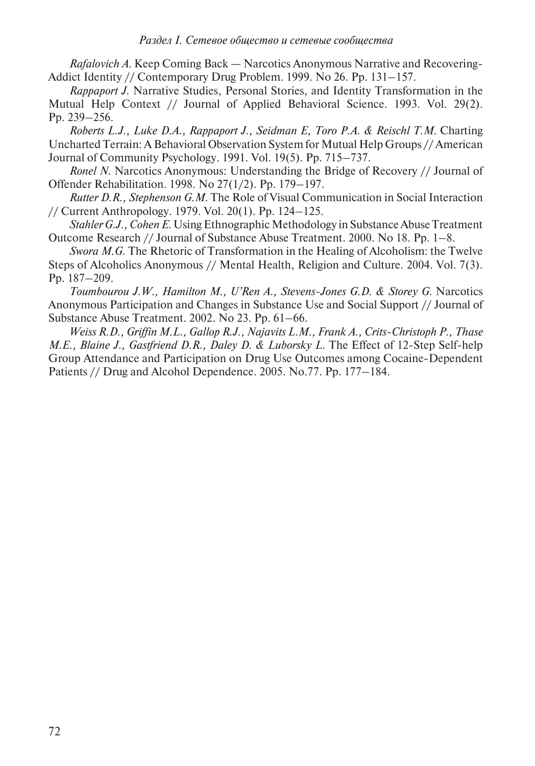*Rafalovich A.* Keep Coming Back — Narcotics Anonymous Narrative and Recovering-Addict Identity // Contemporary Drug Problem. 1999. No 26. Pp. 131–157.

*Rappaport J.* Narrative Studies, Personal Stories, and Identity Transformation in the Mutual Help Context // Journal of Applied Behavioral Science. 1993. Vol. 29(2). Pp. 239–256.

*Roberts L.J., Luke D.A., Rappaport J., Seidman E, Toro P.A. & Reischl T.M.* Charting Uncharted Terrain: A Behavioral Observation System for Mutual Help Groups // American Journal of Community Psychology. 1991. Vol. 19(5). Pp. 715–737.

*Ronel N.* Narcotics Anonymous: Understanding the Bridge of Recovery // Journal of Offender Rehabilitation. 1998. No 27(1/2). Pp. 179–197.

*Rutter D.R., Stephenson G.M.* The Role of Visual Communication in Social Interaction // Current Anthropology. 1979. Vol. 20(1). Pp. 124–125.

*Stahler G.J., Cohen E.* Using Ethnographic Methodology in Substance Abuse Treatment Outcome Research // Journal of Substance Abuse Treatment. 2000. No 18. Pp. 1–8.

*Swora M.G.* The Rhetoric of Transformation in the Healing of Alcoholism: the Twelve Steps of Alcoholics Anonymous // Mental Health, Religion and Culture. 2004. Vol. 7(3). Pp. 187–209.

*Toumbourou J.W., Hamilton M., U'Ren A., Stevens-Jones G.D. & Storey G.* Narcotics Anonymous Participation and Changes in Substance Use and Social Support // Journal of Substance Abuse Treatment. 2002. No 23. Pp. 61–66.

*Weiss R.D., Griffin M.L., Gallop R.J., Najavits L.M., Frank A., Crits-Christoph P., Thase M.E., Blaine J., Gastfriend D.R., Daley D. & Luborsky L.* The Effect of 12-Step Self-help Group Attendance and Participation on Drug Use Outcomes among Cocaine-Dependent Patients // Drug and Alcohol Dependence. 2005. No.77. Pp. 177–184.